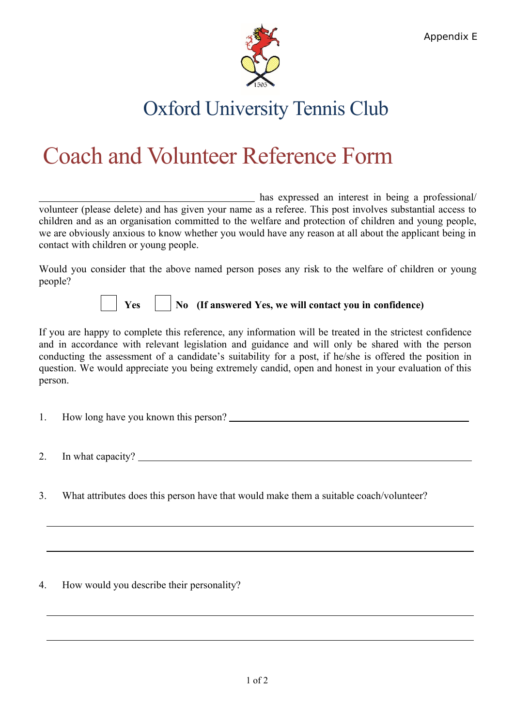Appendix E

# Oxford University Tennis Club

# Coach and Volunteer Reference Form

\_\_\_\_\_\_\_\_\_\_\_\_\_\_\_\_\_\_\_\_\_\_\_\_\_\_\_\_\_\_\_\_\_\_\_\_\_\_\_\_ has expressed an interest in being a professional/ volunteer (please delete) and has given your name as a referee. This post involves substantial access to children and as an organisation committed to the welfare and protection of children and young people, we are obviously anxious to know whether you would have any reason at all about the applicant being in contact with children or young people.

Would you consider that the above named person poses any risk to the welfare of children or young people?

☐ **Yes** ☐ **No (If answered Yes, we will contact you in confidence)**

If you are happy to complete this reference, any information will be treated in the strictest confidence and in accordance with relevant legislation and guidance and will only be shared with the person conducting the assessment of a candidate's suitability for a post, if he/she is offered the position in question. We would appreciate you being extremely candid, open and honest in your evaluation of this person.

1. How long have you known this person? \_\_\_\_\_\_\_\_\_\_\_\_\_\_\_\_\_\_\_\_\_\_\_\_\_\_\_\_\_\_\_\_\_\_\_\_\_\_\_\_

2. In what capacity? \_\_\_\_\_\_\_\_\_\_\_\_\_\_\_\_\_\_\_\_\_\_\_\_\_\_\_\_\_\_\_\_\_\_\_\_\_\_\_\_\_\_\_\_\_\_\_\_\_\_\_\_

3. What attributes does this person have that would make them a suitable coach/volunteer?

\_\_\_\_\_\_\_\_\_\_\_\_\_\_\_\_\_\_\_\_\_\_\_\_\_\_\_\_\_\_\_\_\_\_\_\_\_\_\_\_\_\_\_\_\_\_\_\_\_\_\_\_\_\_\_\_\_\_\_\_\_\_\_\_\_\_\_\_

\_\_\_\_\_\_\_\_\_\_\_\_\_\_\_\_\_\_\_\_\_\_\_\_\_\_\_\_\_\_\_\_\_\_\_\_\_\_\_\_\_\_\_\_\_\_\_\_\_\_\_\_\_\_\_\_\_\_\_\_\_\_\_\_\_\_\_\_

4. How would you describe their personality?

\_\_\_\_\_\_\_\_\_\_\_\_\_\_\_\_\_\_\_\_\_\_\_\_\_\_\_\_\_\_\_\_\_\_\_\_\_\_\_\_\_\_\_\_\_\_\_\_\_\_\_\_\_\_\_\_\_\_\_\_\_\_\_\_\_\_\_\_

\_\_\_\_\_\_\_\_\_\_\_\_\_\_\_\_\_\_\_\_\_\_\_\_\_\_\_\_\_\_\_\_\_\_\_\_\_\_\_\_\_\_\_\_\_\_\_\_\_\_\_\_\_\_\_\_\_\_\_\_\_\_\_\_\_\_\_\_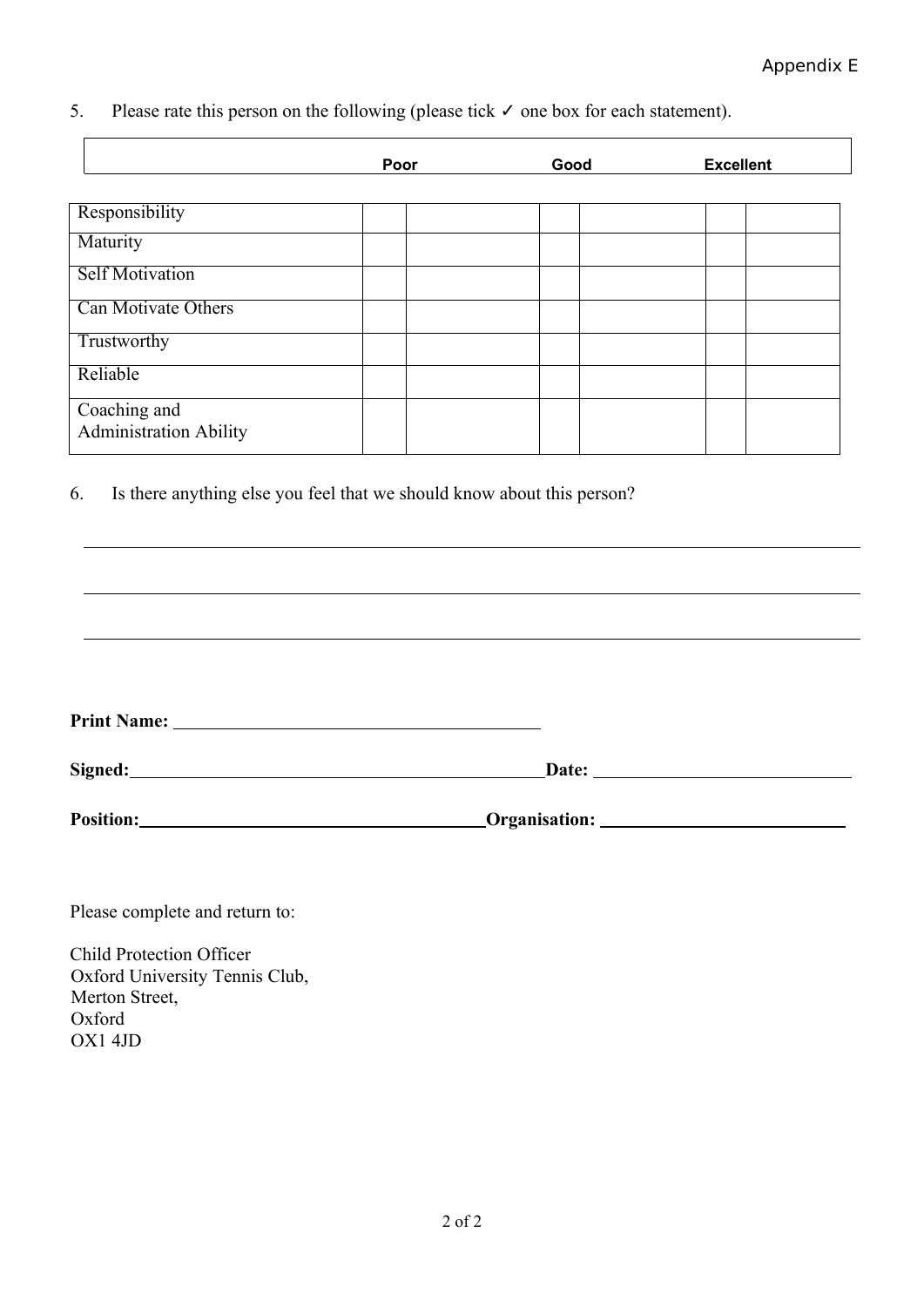5. Please rate this person on the following (please tick ✓ one box for each statement).

| | Poor | | Good | | Excellent | |
|---|---|---|---|---|---|---|
| Responsibility | | | | | | |
| Maturity | | | | | | |
| Self Motivation | | | | | | |
| Can Motivate Others | | | | | | |
| Trustworthy | | | | | | |
| Reliable | | | | | | |
| Coaching and Administration Ability | | | | | | |

6. Is there anything else you feel that we should know about this person?

\_\_\_\_\_\_\_\_\_\_\_\_\_\_\_\_\_\_\_\_\_\_\_\_\_\_\_\_\_\_\_\_\_\_\_\_\_\_\_\_\_\_\_\_\_\_\_\_\_\_\_\_\_\_\_\_\_\_\_\_

\_\_\_\_\_\_\_\_\_\_\_\_\_\_\_\_\_\_\_\_\_\_\_\_\_\_\_\_\_\_\_\_\_\_\_\_\_\_\_\_\_\_\_\_\_\_\_\_\_\_\_\_\_\_\_\_\_\_\_\_

\_\_\_\_\_\_\_\_\_\_\_\_\_\_\_\_\_\_\_\_\_\_\_\_\_\_\_\_\_\_\_\_\_\_\_\_\_\_\_\_\_\_\_\_\_\_\_\_\_\_\_\_\_\_\_\_\_\_\_\_

**Print Name:** \_\_\_\_\_\_\_\_\_\_\_\_\_\_\_\_\_\_\_\_\_\_\_\_\_\_\_\_\_\_\_\_

**Signed:** \_\_\_\_\_\_\_\_\_\_\_\_\_\_\_\_\_\_\_\_\_\_\_\_\_\_\_\_\_\_\_\_ **Date:** \_\_\_\_\_\_\_\_\_\_\_\_\_\_\_\_\_\_\_\_

**Position:** \_\_\_\_\_\_\_\_\_\_\_\_\_\_\_\_\_\_\_\_\_\_\_\_\_\_\_\_\_\_\_\_ **Organisation:** \_\_\_\_\_\_\_\_\_\_\_\_\_\_\_\_\_\_\_\_

Please complete and return to:

Child Protection Officer
Oxford University Tennis Club,
Merton Street,
Oxford
OX1 4JD